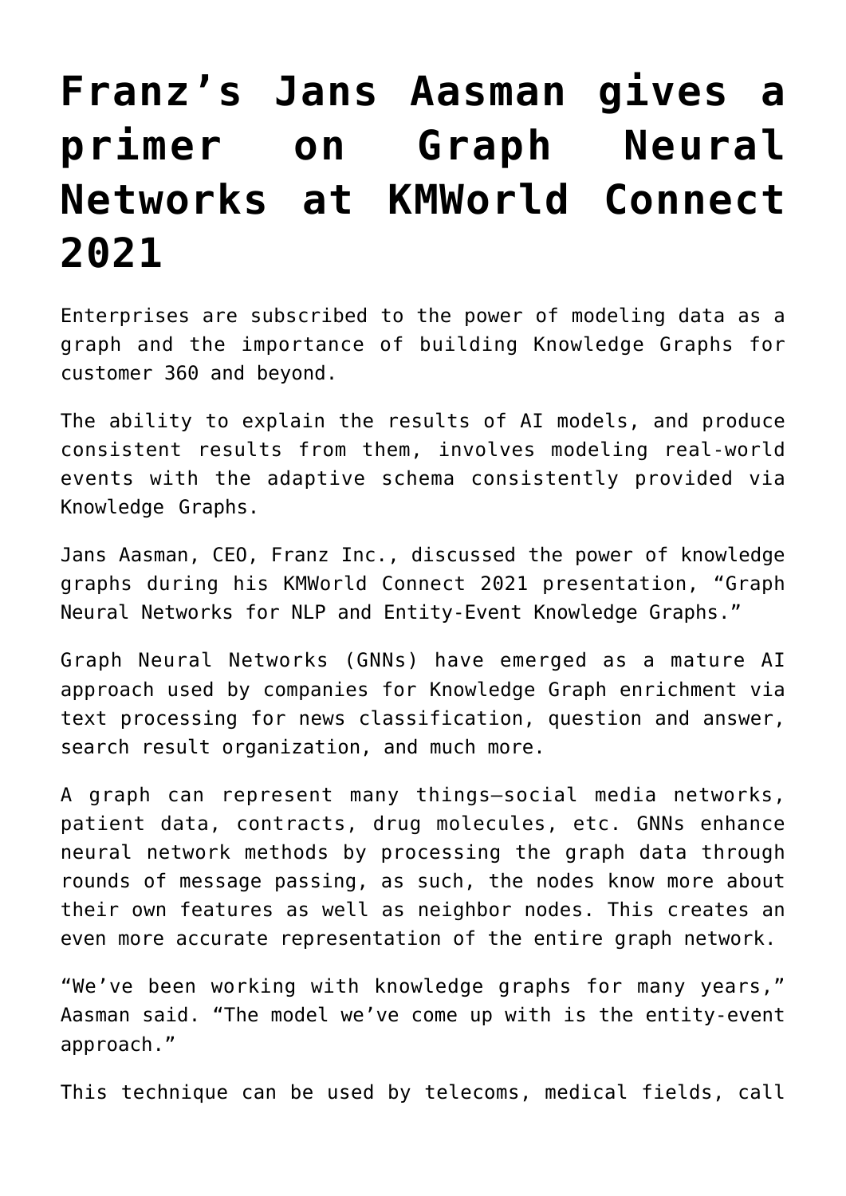# Franz's Jans Aasman gives a primer on Graph Neural Networks at KMWorld Connect 2021

Enterprises are subscribed to the power of modeling data as a graph and the importance of building Knowledge Graphs for customer 360 and beyond.

The ability to explain the results of AI models, and produce consistent results from them, involves modeling real-world events with the adaptive schema consistently provided via Knowledge Graphs.

Jans Aasman, CEO, Franz Inc., discussed the power of knowledge graphs during his KMWorld Connect 2021 presentation, "Graph Neural Networks for NLP and Entity-Event Knowledge Graphs."

Graph Neural Networks (GNNs) have emerged as a mature AI approach used by companies for Knowledge Graph enrichment via text processing for news classification, question and answer, search result organization, and much more.

A graph can represent many things—social media networks, patient data, contracts, drug molecules, etc. GNNs enhance neural network methods by processing the graph data through rounds of message passing, as such, the nodes know more about their own features as well as neighbor nodes. This creates an even more accurate representation of the entire graph network.

"We've been working with knowledge graphs for many years," Aasman said. "The model we've come up with is the entity-event approach."

This technique can be used by telecoms, medical fields, call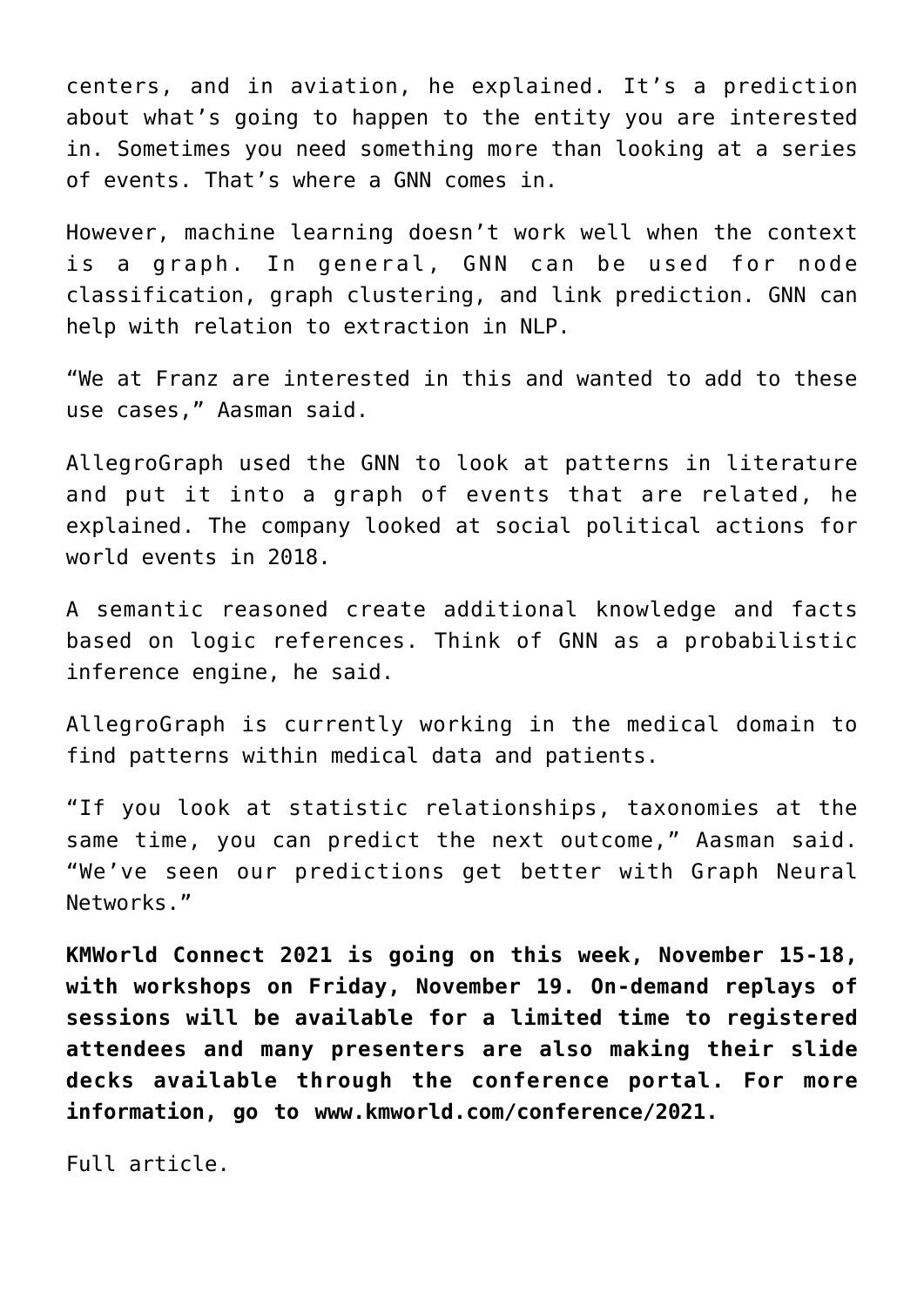centers, and in aviation, he explained. It's a prediction about what's going to happen to the entity you are interested in. Sometimes you need something more than looking at a series of events. That's where a GNN comes in.

However, machine learning doesn't work well when the context is a graph. In general, GNN can be used for node classification, graph clustering, and link prediction. GNN can help with relation to extraction in NLP.

"We at Franz are interested in this and wanted to add to these use cases," Aasman said.

AllegroGraph used the GNN to look at patterns in literature and put it into a graph of events that are related, he explained. The company looked at social political actions for world events in 2018.

A semantic reasoned create additional knowledge and facts based on logic references. Think of GNN as a probabilistic inference engine, he said.

AllegroGraph is currently working in the medical domain to find patterns within medical data and patients.

"If you look at statistic relationships, taxonomies at the same time, you can predict the next outcome," Aasman said. "We've seen our predictions get better with Graph Neural Networks."

**KMWorld Connect 2021 is going on this week, November 15-18, with workshops on Friday, November 19. On-demand replays of sessions will be available for a limited time to registered attendees and many presenters are also making their slide decks available through the conference portal. For more information, go to www.kmworld.com/conference/2021.**

Full article.